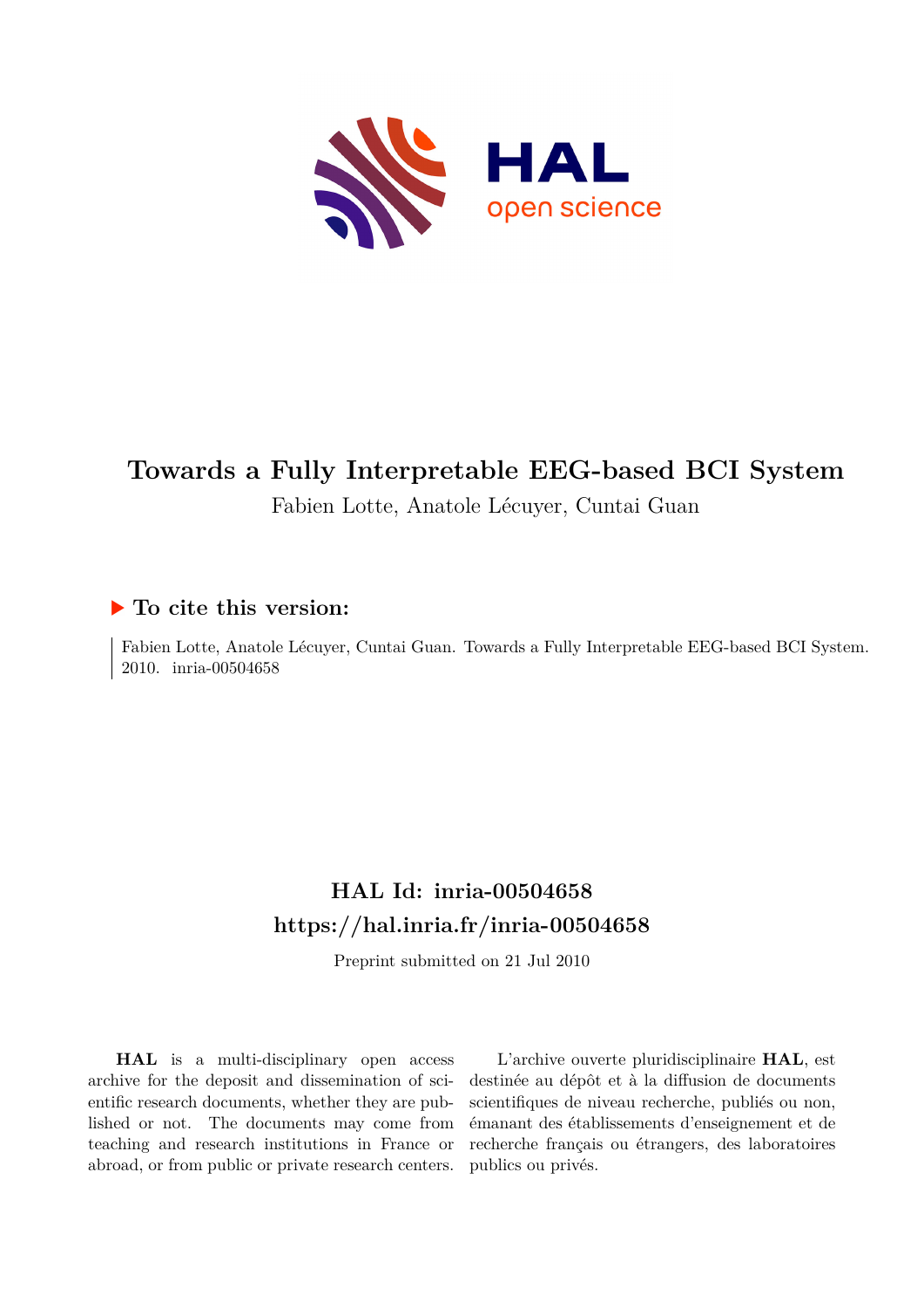# Towards a Fully Interpretable EEG-based BCI System

Fabien Lotte, Anatole Lécuyer, Cuntai Guan

## ▶ To cite this version:

Fabien Lotte, Anatole Lécuyer, Cuntai Guan. Towards a Fully Interpretable EEG-based BCI System. 2010. inria-00504658

## HAL Id: inria-00504658
## https://hal.inria.fr/inria-00504658

Preprint submitted on 21 Jul 2010

**HAL** is a multi-disciplinary open access archive for the deposit and dissemination of scientific research documents, whether they are published or not. The documents may come from teaching and research institutions in France or abroad, or from public or private research centers.

L'archive ouverte pluridisciplinaire **HAL**, est destinée au dépôt et à la diffusion de documents scientifiques de niveau recherche, publiés ou non, émanant des établissements d'enseignement et de recherche français ou étrangers, des laboratoires publics ou privés.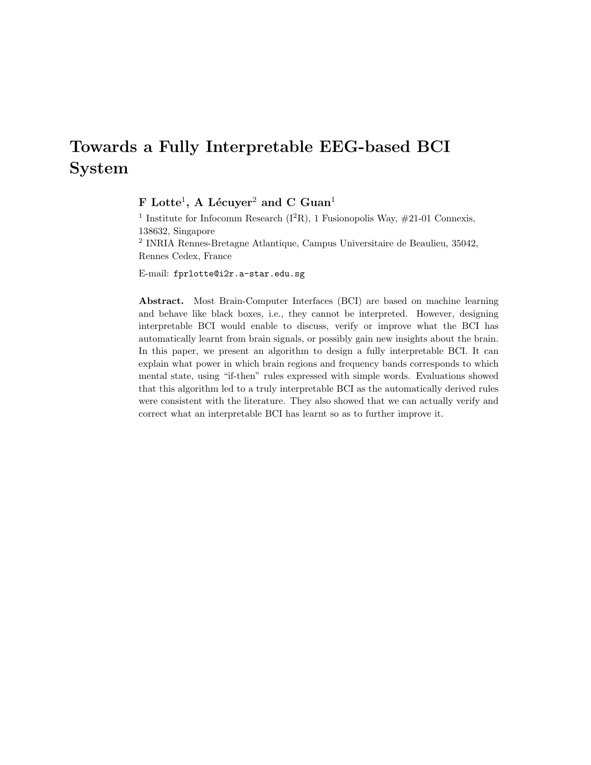# Towards a Fully Interpretable EEG-based BCI System

**F Lotte**[1], **A Lécuyer**[2] **and C Guan**[1]

[1] Institute for Infocomm Research (I$^2$R), 1 Fusionopolis Way, #21-01 Connexis, 138632, Singapore

[2] INRIA Rennes-Bretagne Atlantique, Campus Universitaire de Beaulieu, 35042, Rennes Cedex, France

E-mail: `fprlotte@i2r.a-star.edu.sg`

**Abstract.** Most Brain-Computer Interfaces (BCI) are based on machine learning and behave like black boxes, i.e., they cannot be interpreted. However, designing interpretable BCI would enable to discuss, verify or improve what the BCI has automatically learnt from brain signals, or possibly gain new insights about the brain. In this paper, we present an algorithm to design a fully interpretable BCI. It can explain what power in which brain regions and frequency bands corresponds to which mental state, using "if-then" rules expressed with simple words. Evaluations showed that this algorithm led to a truly interpretable BCI as the automatically derived rules were consistent with the literature. They also showed that we can actually verify and correct what an interpretable BCI has learnt so as to further improve it.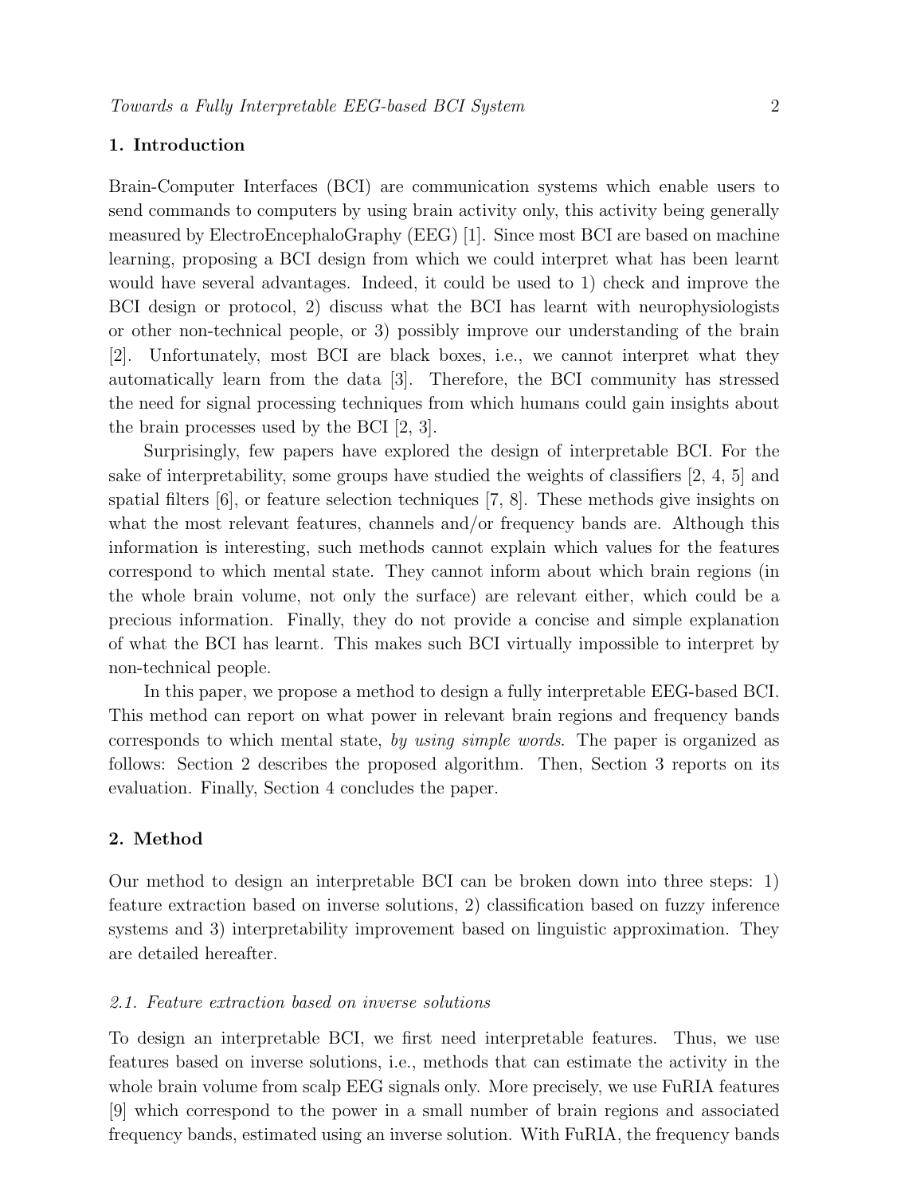## 1. Introduction

Brain-Computer Interfaces (BCI) are communication systems which enable users to send commands to computers by using brain activity only, this activity being generally measured by ElectroEncephaloGraphy (EEG) [1]. Since most BCI are based on machine learning, proposing a BCI design from which we could interpret what has been learnt would have several advantages. Indeed, it could be used to 1) check and improve the BCI design or protocol, 2) discuss what the BCI has learnt with neurophysiologists or other non-technical people, or 3) possibly improve our understanding of the brain [2]. Unfortunately, most BCI are black boxes, i.e., we cannot interpret what they automatically learn from the data [3]. Therefore, the BCI community has stressed the need for signal processing techniques from which humans could gain insights about the brain processes used by the BCI [2, 3].

Surprisingly, few papers have explored the design of interpretable BCI. For the sake of interpretability, some groups have studied the weights of classifiers [2, 4, 5] and spatial filters [6], or feature selection techniques [7, 8]. These methods give insights on what the most relevant features, channels and/or frequency bands are. Although this information is interesting, such methods cannot explain which values for the features correspond to which mental state. They cannot inform about which brain regions (in the whole brain volume, not only the surface) are relevant either, which could be a precious information. Finally, they do not provide a concise and simple explanation of what the BCI has learnt. This makes such BCI virtually impossible to interpret by non-technical people.

In this paper, we propose a method to design a fully interpretable EEG-based BCI. This method can report on what power in relevant brain regions and frequency bands corresponds to which mental state, *by using simple words*. The paper is organized as follows: Section 2 describes the proposed algorithm. Then, Section 3 reports on its evaluation. Finally, Section 4 concludes the paper.

## 2. Method

Our method to design an interpretable BCI can be broken down into three steps: 1) feature extraction based on inverse solutions, 2) classification based on fuzzy inference systems and 3) interpretability improvement based on linguistic approximation. They are detailed hereafter.

### 2.1. Feature extraction based on inverse solutions

To design an interpretable BCI, we first need interpretable features. Thus, we use features based on inverse solutions, i.e., methods that can estimate the activity in the whole brain volume from scalp EEG signals only. More precisely, we use FuRIA features [9] which correspond to the power in a small number of brain regions and associated frequency bands, estimated using an inverse solution. With FuRIA, the frequency bands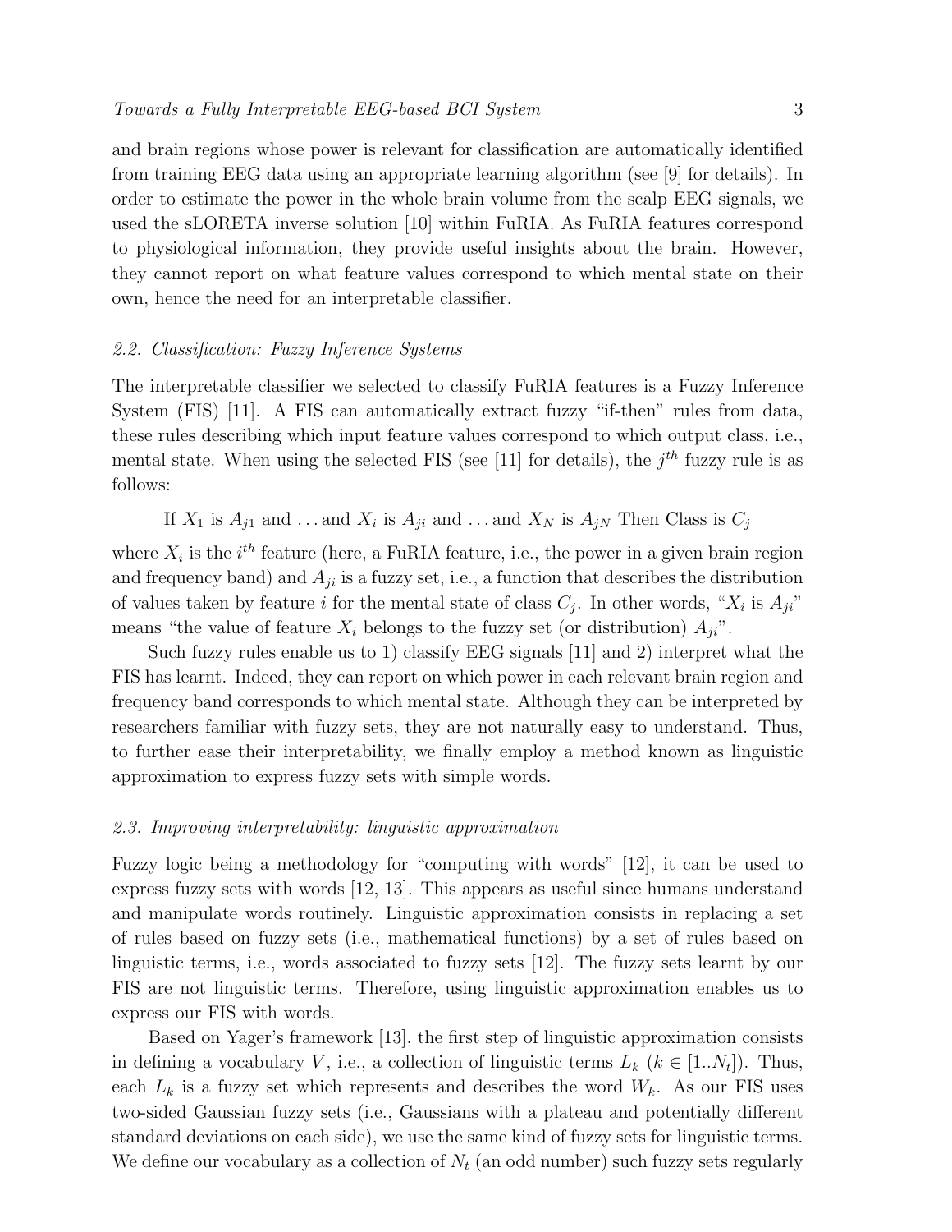and brain regions whose power is relevant for classification are automatically identified from training EEG data using an appropriate learning algorithm (see [9] for details). In order to estimate the power in the whole brain volume from the scalp EEG signals, we used the sLORETA inverse solution [10] within FuRIA. As FuRIA features correspond to physiological information, they provide useful insights about the brain. However, they cannot report on what feature values correspond to which mental state on their own, hence the need for an interpretable classifier.

### *2.2. Classification: Fuzzy Inference Systems*

The interpretable classifier we selected to classify FuRIA features is a Fuzzy Inference System (FIS) [11]. A FIS can automatically extract fuzzy "if-then" rules from data, these rules describing which input feature values correspond to which output class, i.e., mental state. When using the selected FIS (see [11] for details), the $j^{th}$ fuzzy rule is as follows:

$$\text{If } X_1 \text{ is } A_{j1} \text{ and } \ldots \text{and } X_i \text{ is } A_{ji} \text{ and } \ldots \text{and } X_N \text{ is } A_{jN} \text{ Then Class is } C_j$$

where $X_i$ is the $i^{th}$ feature (here, a FuRIA feature, i.e., the power in a given brain region and frequency band) and $A_{ji}$ is a fuzzy set, i.e., a function that describes the distribution of values taken by feature $i$ for the mental state of class $C_j$. In other words, "$X_i$ is $A_{ji}$" means "the value of feature $X_i$ belongs to the fuzzy set (or distribution) $A_{ji}$".

Such fuzzy rules enable us to 1) classify EEG signals [11] and 2) interpret what the FIS has learnt. Indeed, they can report on which power in each relevant brain region and frequency band corresponds to which mental state. Although they can be interpreted by researchers familiar with fuzzy sets, they are not naturally easy to understand. Thus, to further ease their interpretability, we finally employ a method known as linguistic approximation to express fuzzy sets with simple words.

### *2.3. Improving interpretability: linguistic approximation*

Fuzzy logic being a methodology for "computing with words" [12], it can be used to express fuzzy sets with words [12, 13]. This appears as useful since humans understand and manipulate words routinely. Linguistic approximation consists in replacing a set of rules based on fuzzy sets (i.e., mathematical functions) by a set of rules based on linguistic terms, i.e., words associated to fuzzy sets [12]. The fuzzy sets learnt by our FIS are not linguistic terms. Therefore, using linguistic approximation enables us to express our FIS with words.

Based on Yager's framework [13], the first step of linguistic approximation consists in defining a vocabulary $V$, i.e., a collection of linguistic terms $L_k$ ($k \in [1..N_t]$). Thus, each $L_k$ is a fuzzy set which represents and describes the word $W_k$. As our FIS uses two-sided Gaussian fuzzy sets (i.e., Gaussians with a plateau and potentially different standard deviations on each side), we use the same kind of fuzzy sets for linguistic terms. We define our vocabulary as a collection of $N_t$ (an odd number) such fuzzy sets regularly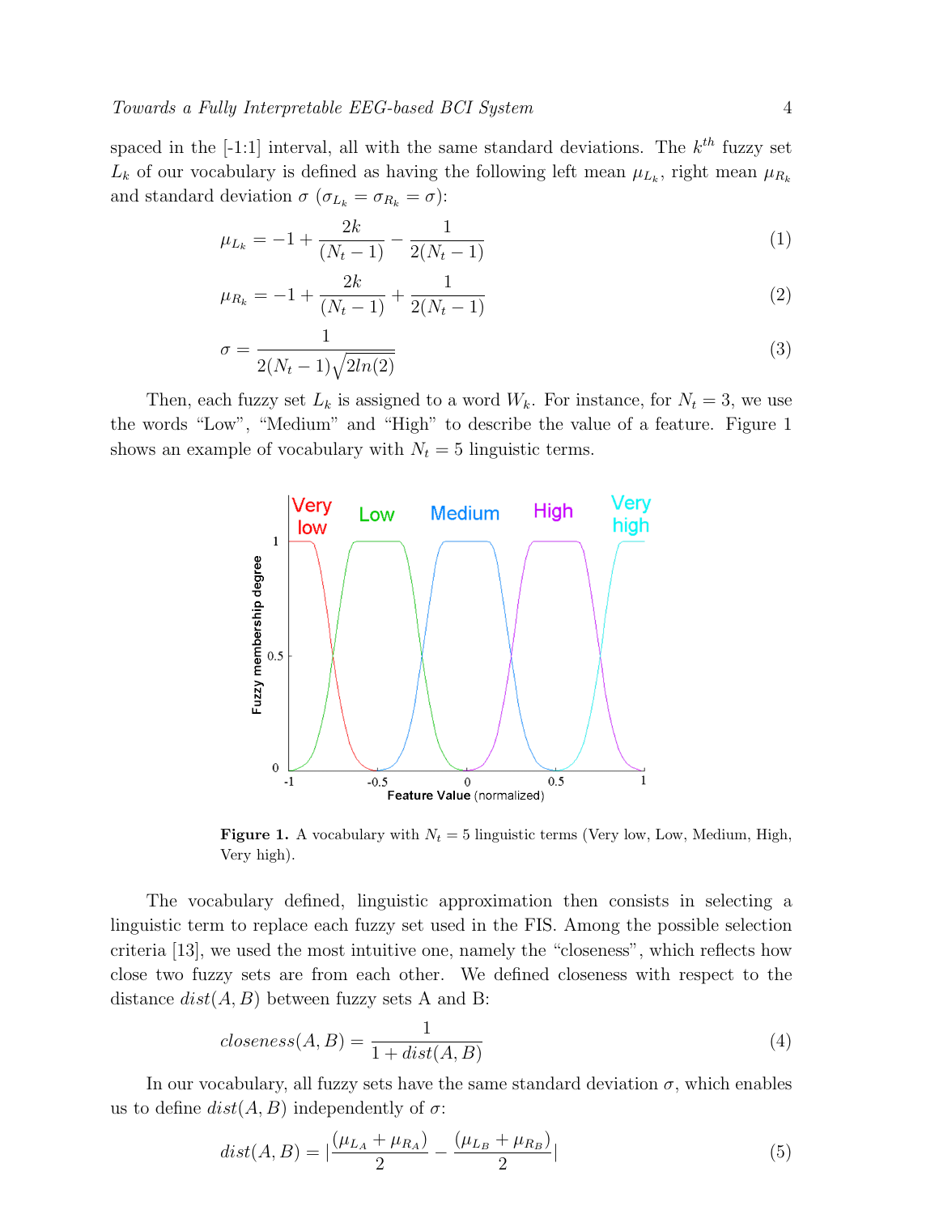spaced in the [-1:1] interval, all with the same standard deviations. The $k^{th}$ fuzzy set $L_k$ of our vocabulary is defined as having the following left mean $\mu_{L_k}$, right mean $\mu_{R_k}$ and standard deviation $\sigma$ ($\sigma_{L_k} = \sigma_{R_k} = \sigma$):

$$\mu_{L_k} = -1 + \frac{2k}{(N_t - 1)} - \frac{1}{2(N_t - 1)} \tag{1}$$

$$\mu_{R_k} = -1 + \frac{2k}{(N_t - 1)} + \frac{1}{2(N_t - 1)} \tag{2}$$

$$\sigma = \frac{1}{2(N_t - 1)\sqrt{2ln(2)}} \tag{3}$$

Then, each fuzzy set $L_k$ is assigned to a word $W_k$. For instance, for $N_t = 3$, we use the words "Low", "Medium" and "High" to describe the value of a feature. Figure 1 shows an example of vocabulary with $N_t = 5$ linguistic terms.

**Figure 1.** A vocabulary with $N_t = 5$ linguistic terms (Very low, Low, Medium, High, Very high).

The vocabulary defined, linguistic approximation then consists in selecting a linguistic term to replace each fuzzy set used in the FIS. Among the possible selection criteria [13], we used the most intuitive one, namely the "closeness", which reflects how close two fuzzy sets are from each other. We defined closeness with respect to the distance $dist(A, B)$ between fuzzy sets A and B:

$$closeness(A, B) = \frac{1}{1 + dist(A, B)} \tag{4}$$

In our vocabulary, all fuzzy sets have the same standard deviation $\sigma$, which enables us to define $dist(A, B)$ independently of $\sigma$:

$$dist(A, B) = |\frac{(\mu_{L_A} + \mu_{R_A})}{2} - \frac{(\mu_{L_B} + \mu_{R_B})}{2}| \tag{5}$$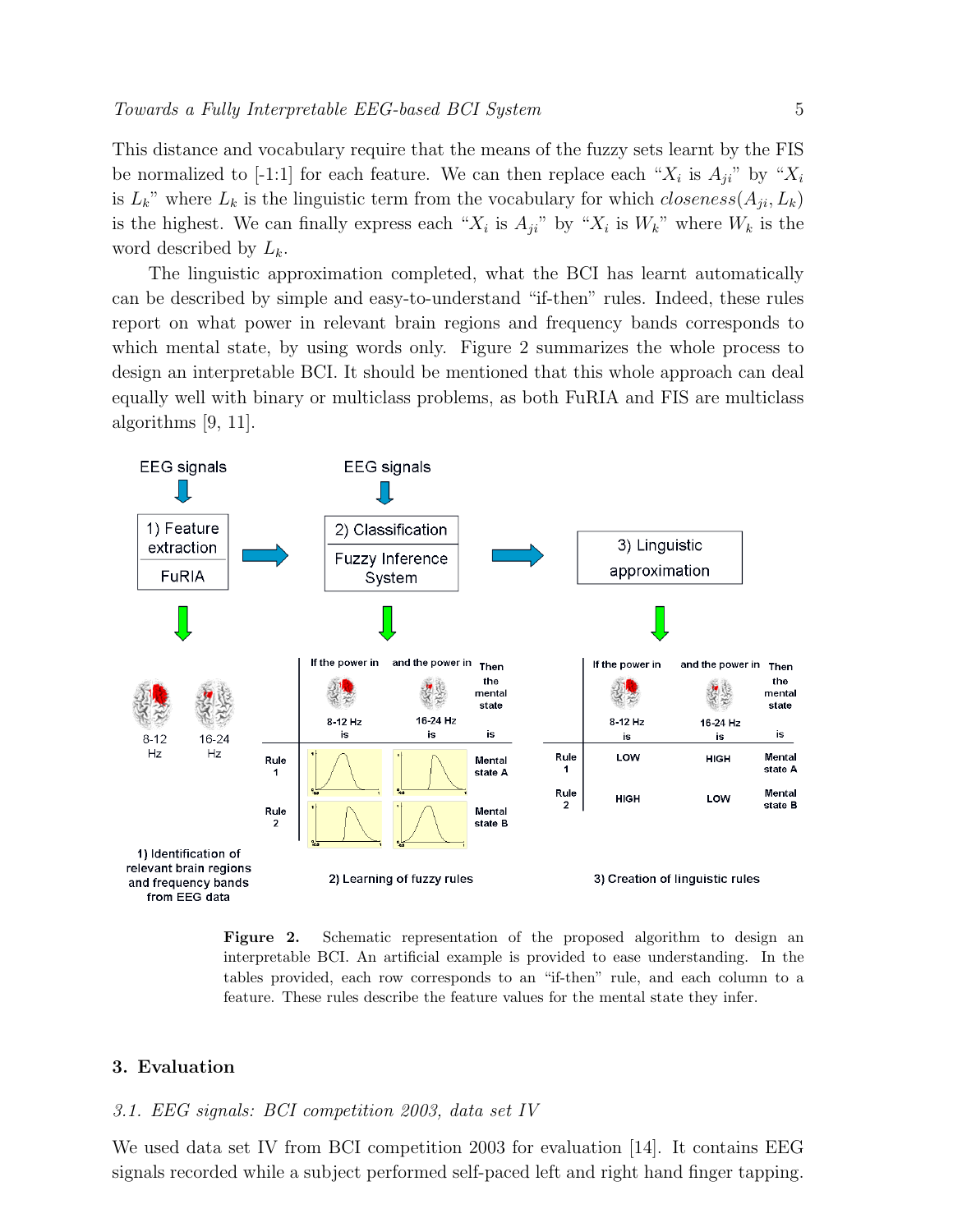This distance and vocabulary require that the means of the fuzzy sets learnt by the FIS be normalized to [-1:1] for each feature. We can then replace each "$X_i$ is $A_{ji}$" by "$X_i$ is $L_k$" where $L_k$ is the linguistic term from the vocabulary for which $closeness(A_{ji}, L_k)$ is the highest. We can finally express each "$X_i$ is $A_{ji}$" by "$X_i$ is $W_k$" where $W_k$ is the word described by $L_k$.

The linguistic approximation completed, what the BCI has learnt automatically can be described by simple and easy-to-understand "if-then" rules. Indeed, these rules report on what power in relevant brain regions and frequency bands corresponds to which mental state, by using words only. Figure 2 summarizes the whole process to design an interpretable BCI. It should be mentioned that this whole approach can deal equally well with binary or multiclass problems, as both FuRIA and FIS are multiclass algorithms [9, 11].

**Figure 2.** Schematic representation of the proposed algorithm to design an interpretable BCI. An artificial example is provided to ease understanding. In the tables provided, each row corresponds to an "if-then" rule, and each column to a feature. These rules describe the feature values for the mental state they infer.

## 3. Evaluation

### *3.1. EEG signals: BCI competition 2003, data set IV*

We used data set IV from BCI competition 2003 for evaluation [14]. It contains EEG signals recorded while a subject performed self-paced left and right hand finger tapping.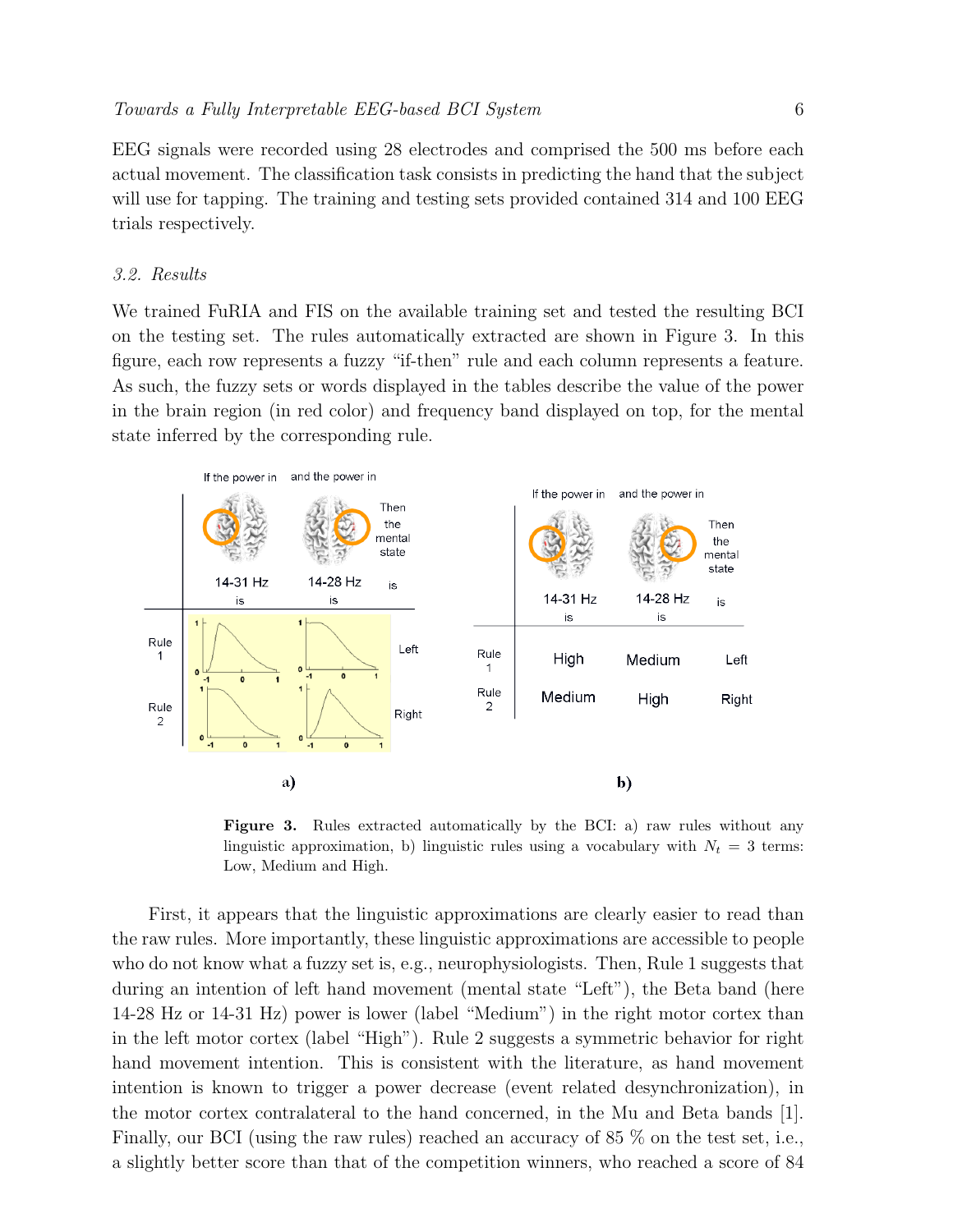EEG signals were recorded using 28 electrodes and comprised the 500 ms before each actual movement. The classification task consists in predicting the hand that the subject will use for tapping. The training and testing sets provided contained 314 and 100 EEG trials respectively.

### 3.2. Results

We trained FuRIA and FIS on the available training set and tested the resulting BCI on the testing set. The rules automatically extracted are shown in Figure 3. In this figure, each row represents a fuzzy "if-then" rule and each column represents a feature. As such, the fuzzy sets or words displayed in the tables describe the value of the power in the brain region (in red color) and frequency band displayed on top, for the mental state inferred by the corresponding rule.

| | If the power in 14-31 Hz is | and the power in 14-28 Hz is | Then the mental state is |
|---|---|---|---|
| Rule 1 | High | Medium | Left |
| Rule 2 | Medium | High | Right |

**Figure 3.** Rules extracted automatically by the BCI: a) raw rules without any linguistic approximation, b) linguistic rules using a vocabulary with $N_t = 3$ terms: Low, Medium and High.

First, it appears that the linguistic approximations are clearly easier to read than the raw rules. More importantly, these linguistic approximations are accessible to people who do not know what a fuzzy set is, e.g., neurophysiologists. Then, Rule 1 suggests that during an intention of left hand movement (mental state "Left"), the Beta band (here 14-28 Hz or 14-31 Hz) power is lower (label "Medium") in the right motor cortex than in the left motor cortex (label "High"). Rule 2 suggests a symmetric behavior for right hand movement intention. This is consistent with the literature, as hand movement intention is known to trigger a power decrease (event related desynchronization), in the motor cortex contralateral to the hand concerned, in the Mu and Beta bands [1]. Finally, our BCI (using the raw rules) reached an accuracy of 85 % on the test set, i.e., a slightly better score than that of the competition winners, who reached a score of 84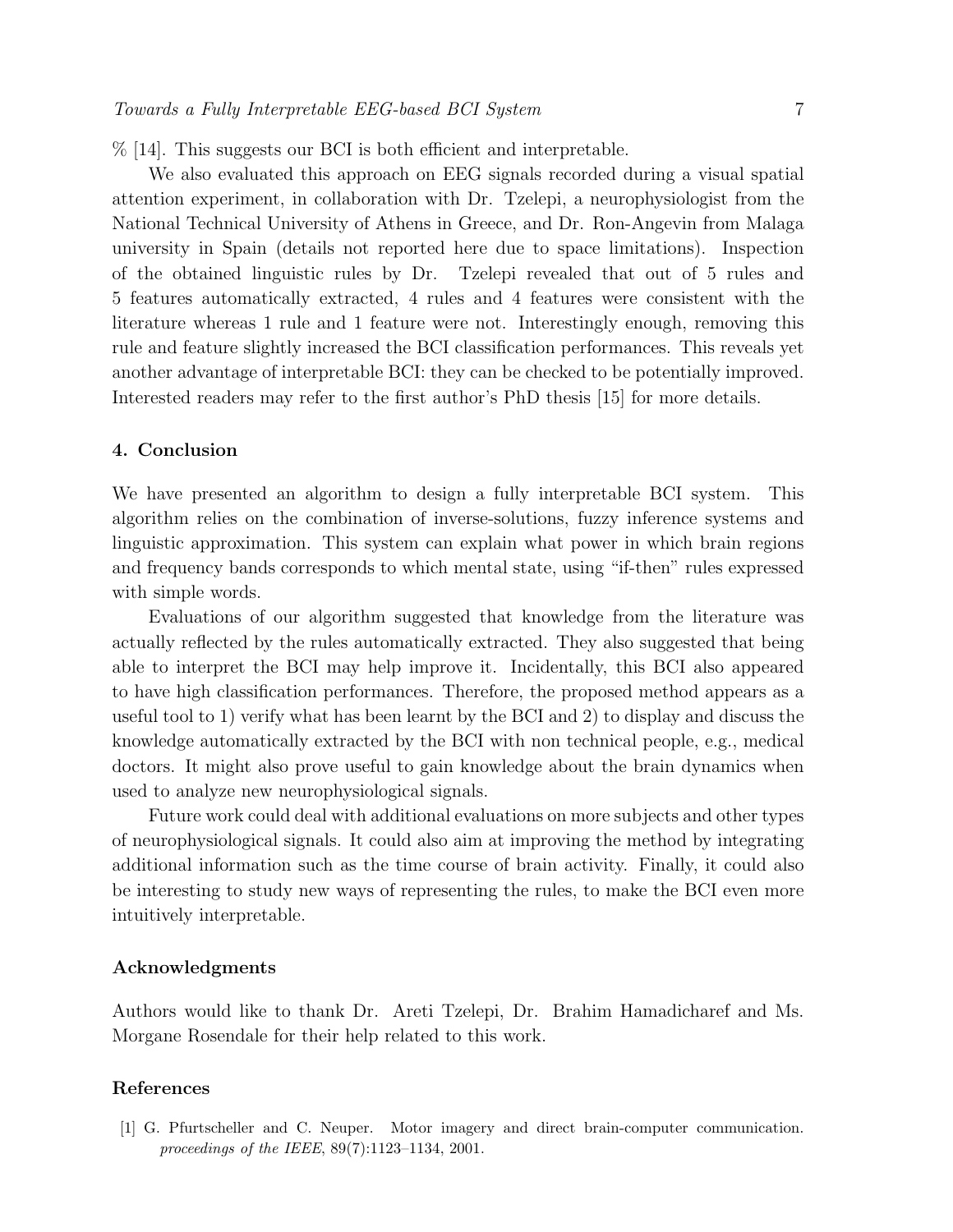% [14]. This suggests our BCI is both efficient and interpretable.

We also evaluated this approach on EEG signals recorded during a visual spatial attention experiment, in collaboration with Dr. Tzelepi, a neurophysiologist from the National Technical University of Athens in Greece, and Dr. Ron-Angevin from Malaga university in Spain (details not reported here due to space limitations). Inspection of the obtained linguistic rules by Dr. Tzelepi revealed that out of 5 rules and 5 features automatically extracted, 4 rules and 4 features were consistent with the literature whereas 1 rule and 1 feature were not. Interestingly enough, removing this rule and feature slightly increased the BCI classification performances. This reveals yet another advantage of interpretable BCI: they can be checked to be potentially improved. Interested readers may refer to the first author's PhD thesis [15] for more details.

## 4. Conclusion

We have presented an algorithm to design a fully interpretable BCI system. This algorithm relies on the combination of inverse-solutions, fuzzy inference systems and linguistic approximation. This system can explain what power in which brain regions and frequency bands corresponds to which mental state, using "if-then" rules expressed with simple words.

Evaluations of our algorithm suggested that knowledge from the literature was actually reflected by the rules automatically extracted. They also suggested that being able to interpret the BCI may help improve it. Incidentally, this BCI also appeared to have high classification performances. Therefore, the proposed method appears as a useful tool to 1) verify what has been learnt by the BCI and 2) to display and discuss the knowledge automatically extracted by the BCI with non technical people, e.g., medical doctors. It might also prove useful to gain knowledge about the brain dynamics when used to analyze new neurophysiological signals.

Future work could deal with additional evaluations on more subjects and other types of neurophysiological signals. It could also aim at improving the method by integrating additional information such as the time course of brain activity. Finally, it could also be interesting to study new ways of representing the rules, to make the BCI even more intuitively interpretable.

## Acknowledgments

Authors would like to thank Dr. Areti Tzelepi, Dr. Brahim Hamadicharef and Ms. Morgane Rosendale for their help related to this work.

## References

[1] G. Pfurtscheller and C. Neuper. Motor imagery and direct brain-computer communication. *proceedings of the IEEE*, 89(7):1123–1134, 2001.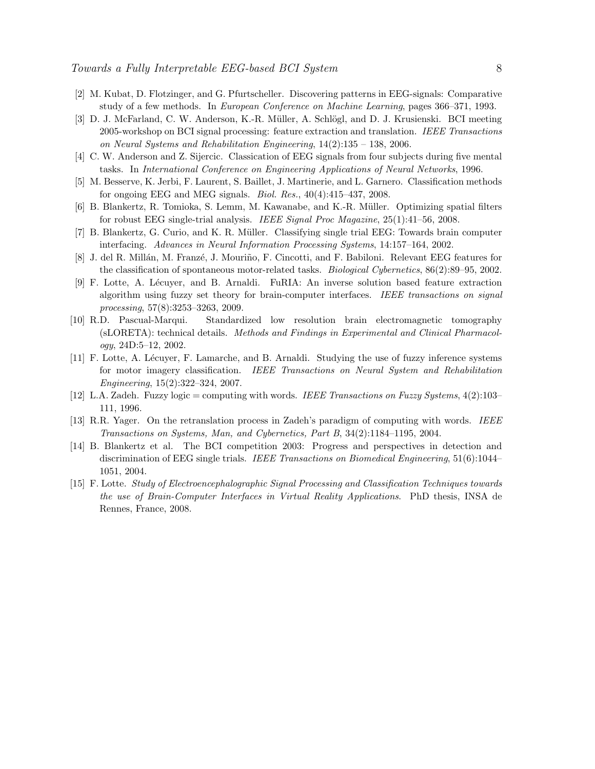[2] M. Kubat, D. Flotzinger, and G. Pfurtscheller. Discovering patterns in EEG-signals: Comparative study of a few methods. In *European Conference on Machine Learning*, pages 366–371, 1993.

[3] D. J. McFarland, C. W. Anderson, K.-R. Müller, A. Schlögl, and D. J. Krusienski. BCI meeting 2005-workshop on BCI signal processing: feature extraction and translation. *IEEE Transactions on Neural Systems and Rehabilitation Engineering*, 14(2):135 – 138, 2006.

[4] C. W. Anderson and Z. Sijercic. Classication of EEG signals from four subjects during five mental tasks. In *International Conference on Engineering Applications of Neural Networks*, 1996.

[5] M. Besserve, K. Jerbi, F. Laurent, S. Baillet, J. Martinerie, and L. Garnero. Classification methods for ongoing EEG and MEG signals. *Biol. Res.*, 40(4):415–437, 2008.

[6] B. Blankertz, R. Tomioka, S. Lemm, M. Kawanabe, and K.-R. Müller. Optimizing spatial filters for robust EEG single-trial analysis. *IEEE Signal Proc Magazine*, 25(1):41–56, 2008.

[7] B. Blankertz, G. Curio, and K. R. Müller. Classifying single trial EEG: Towards brain computer interfacing. *Advances in Neural Information Processing Systems*, 14:157–164, 2002.

[8] J. del R. Millán, M. Franzé, J. Mouriño, F. Cincotti, and F. Babiloni. Relevant EEG features for the classification of spontaneous motor-related tasks. *Biological Cybernetics*, 86(2):89–95, 2002.

[9] F. Lotte, A. Lécuyer, and B. Arnaldi. FuRIA: An inverse solution based feature extraction algorithm using fuzzy set theory for brain-computer interfaces. *IEEE transactions on signal processing*, 57(8):3253–3263, 2009.

[10] R.D. Pascual-Marqui. Standardized low resolution brain electromagnetic tomography (sLORETA): technical details. *Methods and Findings in Experimental and Clinical Pharmacology*, 24D:5–12, 2002.

[11] F. Lotte, A. Lécuyer, F. Lamarche, and B. Arnaldi. Studying the use of fuzzy inference systems for motor imagery classification. *IEEE Transactions on Neural System and Rehabilitation Engineering*, 15(2):322–324, 2007.

[12] L.A. Zadeh. Fuzzy logic = computing with words. *IEEE Transactions on Fuzzy Systems*, 4(2):103–111, 1996.

[13] R.R. Yager. On the retranslation process in Zadeh's paradigm of computing with words. *IEEE Transactions on Systems, Man, and Cybernetics, Part B*, 34(2):1184–1195, 2004.

[14] B. Blankertz et al. The BCI competition 2003: Progress and perspectives in detection and discrimination of EEG single trials. *IEEE Transactions on Biomedical Engineering*, 51(6):1044–1051, 2004.

[15] F. Lotte. *Study of Electroencephalographic Signal Processing and Classification Techniques towards the use of Brain-Computer Interfaces in Virtual Reality Applications*. PhD thesis, INSA de Rennes, France, 2008.